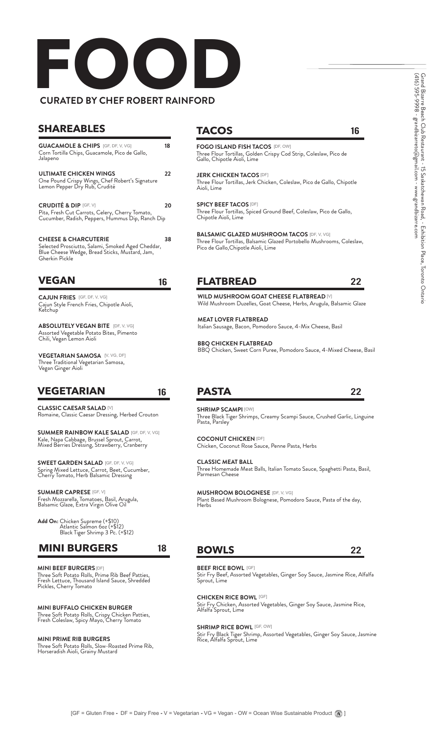# FOOD

**CURATED BY CHEF ROBERT RAINFORD**

Grand Bizarre Beach Club Restaurant - 15 Saskatchewan Road, - Exhibition Place, Toronto Ontario
(416) 595-9998 - grandbizarreto@gmail.com - www.grandbizarre.com

## SHAREABLES

**GUACAMOLE & CHIPS** [GF, DF, V, VG] **18**
Corn Tortilla Chips, Guacamole, Pico de Gallo, Jalapeno

**ULTIMATE CHICKEN WINGS** **22**
One Pound Crispy Wings, Chef Robert's Signature Lemon Pepper Dry Rub, Crudité

**CRUDITÉ & DIP** [GF, V] **20**
Pita, Fresh Cut Carrots, Celery, Cherry Tomato, Cucumber, Radish, Peppers, Hummus Dip, Ranch Dip

**CHEESE & CHARCUTERIE** **38**
Selected Prosciutto, Salami, Smoked Aged Cheddar, Blue Cheese Wedge, Bread Sticks, Mustard, Jam, Gherkin Pickle

## VEGAN 16

**CAJUN FRIES** [GF, DF, V, VG]
Cajun Style French Fries, Chipotle Aioli, Ketchup

**ABSOLUTELY VEGAN BITE** [DF, V, VG]
Assorted Vegetable Potato Bites, Pimento Chili, Vegan Lemon Aioli

**VEGETARIAN SAMOSA** [V, VG, DF]
Three Traditional Vegetarian Samosa, Vegan Ginger Aioli

## VEGETARIAN 16

**CLASSIC CAESAR SALAD** [V]
Romaine, Classic Caesar Dressing, Herbed Crouton

**SUMMER RAINBOW KALE SALAD** [GF, DF, V, VG]
Kale, Napa Cabbage, Brussel Sprout, Carrot, Mixed Berries Dressing, Strawberry, Cranberry

**SWEET GARDEN SALAD** [GF, DF, V, VG]
Spring Mixed Lettuce, Carrot, Beet, Cucumber, Cherry Tomato, Herb Balsamic Dressing

**SUMMER CAPRESE** [GF, V]
Fresh Mozzarella, Tomatoes, Basil, Arugula, Balsamic Glaze, Extra Virgin Olive Oil

**Add On:** Chicken Supreme (+$10)
Atlantic Salmon 6oz (+$12)
Black Tiger Shrimp 3 Pc. (+$12)

## MINI BURGERS 18

**MINI BEEF BURGERS** [DF]
Three Soft Potato Rolls, Prime Rib Beef Patties, Fresh Lettuce, Thousand Island Sauce, Shredded Pickles, Cherry Tomato

**MINI BUFFALO CHICKEN BURGER**
Three Soft Potato Rolls, Crispy Chicken Patties, Fresh Coleslaw, Spicy Mayo, Cherry Tomato

**MINI PRIME RIB BURGERS**
Three Soft Potato Rolls, Slow-Roasted Prime Rib, Horseradish Aioli, Grainy Mustard

## TACOS 16

**FOGO ISLAND FISH TACOS** [DF, OW]
Three Flour Tortillas, Golden Crispy Cod Strip, Coleslaw, Pico de Gallo, Chipotle Aioli, Lime

**JERK CHICKEN TACOS** [DF]
Three Flour Tortillas, Jerk Chicken, Coleslaw, Pico de Gallo, Chipotle Aioli, Lime

**SPICY BEEF TACOS** [DF]
Three Flour Tortillas, Spiced Ground Beef, Coleslaw, Pico de Gallo, Chipotle Aioli, Lime

**BALSAMIC GLAZED MUSHROOM TACOS** [DF, V, VG]
Three Flour Tortillas, Balsamic Glazed Portobello Mushrooms, Coleslaw, Pico de Gallo,Chipotle Aioli, Lime

## FLATBREAD 22

**WILD MUSHROOM GOAT CHEESE FLATBREAD** [V]
Wild Mushroom Duzelles, Goat Cheese, Herbs, Arugula, Balsamic Glaze

**MEAT LOVER FLATBREAD**
Italian Sausage, Bacon, Pomodoro Sauce, 4-Mix Cheese, Basil

**BBQ CHICKEN FLATBREAD**
BBQ Chicken, Sweet Corn Puree, Pomodoro Sauce, 4-Mixed Cheese, Basil

## PASTA 22

**SHRIMP SCAMPI** [OW]
Three Black Tiger Shrimps, Creamy Scampi Sauce, Crushed Garlic, Linguine Pasta, Parsley

**COCONUT CHICKEN** [DF]
Chicken, Coconut Rose Sauce, Penne Pasta, Herbs

**CLASSIC MEAT BALL**
Three Homemade Meat Balls, Italian Tomato Sauce, Spaghetti Pasta, Basil, Parmesan Cheese

**MUSHROOM BOLOGNESE** [DF, V, VG]
Plant Based Mushroom Bolognese, Pomodoro Sauce, Pasta of the day, Herbs

## BOWLS 22

**BEEF RICE BOWL** [GF]
Stir Fry Beef, Assorted Vegetables, Ginger Soy Sauce, Jasmine Rice, Alfalfa Sprout, Lime

**CHICKEN RICE BOWL** [GF]
Stir Fry Chicken, Assorted Vegetables, Ginger Soy Sauce, Jasmine Rice, Alfalfa Sprout, Lime

**SHRIMP RICE BOWL** [GF, OW]
Stir Fry Black Tiger Shrimp, Assorted Vegetables, Ginger Soy Sauce, Jasmine Rice, Alfalfa Sprout, Lime

[GF = Gluten Free - DF = Dairy Free - V = Vegetarian - VG = Vegan - OW = Ocean Wise Sustainable Product ]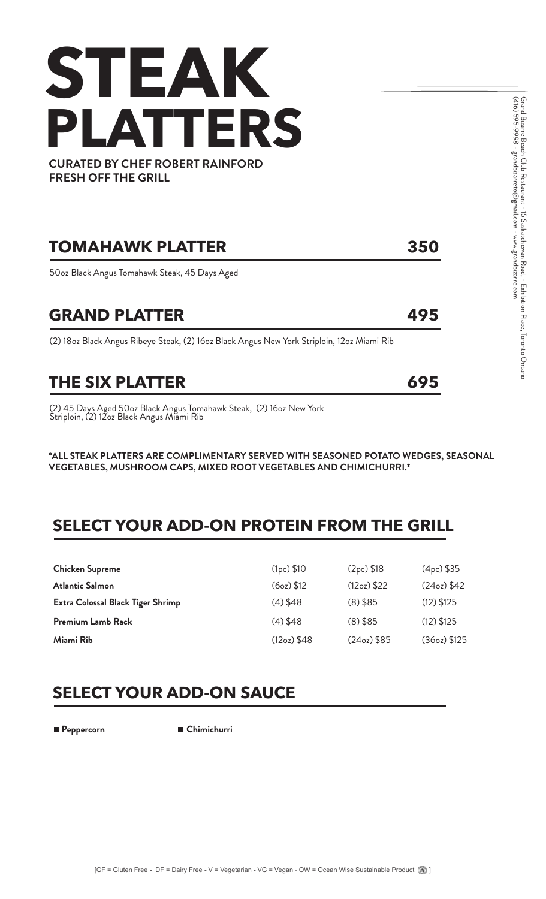# STEAK PLATTERS

**CURATED BY CHEF ROBERT RAINFORD**
**FRESH OFF THE GRILL**

## TOMAHAWK PLATTER — 350

50oz Black Angus Tomahawk Steak, 45 Days Aged

## GRAND PLATTER — 495

(2) 18oz Black Angus Ribeye Steak, (2) 16oz Black Angus New York Striploin, 12oz Miami Rib

## THE SIX PLATTER — 695

(2) 45 Days Aged 50oz Black Angus Tomahawk Steak, (2) 16oz New York Striploin, (2) 12oz Black Angus Miami Rib

**\*ALL STEAK PLATTERS ARE COMPLIMENTARY SERVED WITH SEASONED POTATO WEDGES, SEASONAL VEGETABLES, MUSHROOM CAPS, MIXED ROOT VEGETABLES AND CHIMICHURRI.\***

## SELECT YOUR ADD-ON PROTEIN FROM THE GRILL

| | | | |
|---|---|---|---|
| **Chicken Supreme** | (1pc) $10 | (2pc) $18 | (4pc) $35 |
| **Atlantic Salmon** | (6oz) $12 | (12oz) $22 | (24oz) $42 |
| **Extra Colossal Black Tiger Shrimp** | (4) $48 | (8) $85 | (12) $125 |
| **Premium Lamb Rack** | (4) $48 | (8) $85 | (12) $125 |
| **Miami Rib** | (12oz) $48 | (24oz) $85 | (36oz) $125 |

## SELECT YOUR ADD-ON SAUCE

- **Peppercorn**
- **Chimichurri**

Grand Bizarre Beach Club Restaurant - 15 Saskatchewan Road, - Exhibition Place, Toronto Ontario
(416) 595-9998 - grandbizarreto@gmail.com - www.grandbizarre.com

[GF = Gluten Free - DF = Dairy Free - V = Vegetarian - VG = Vegan - OW = Ocean Wise Sustainable Product ]